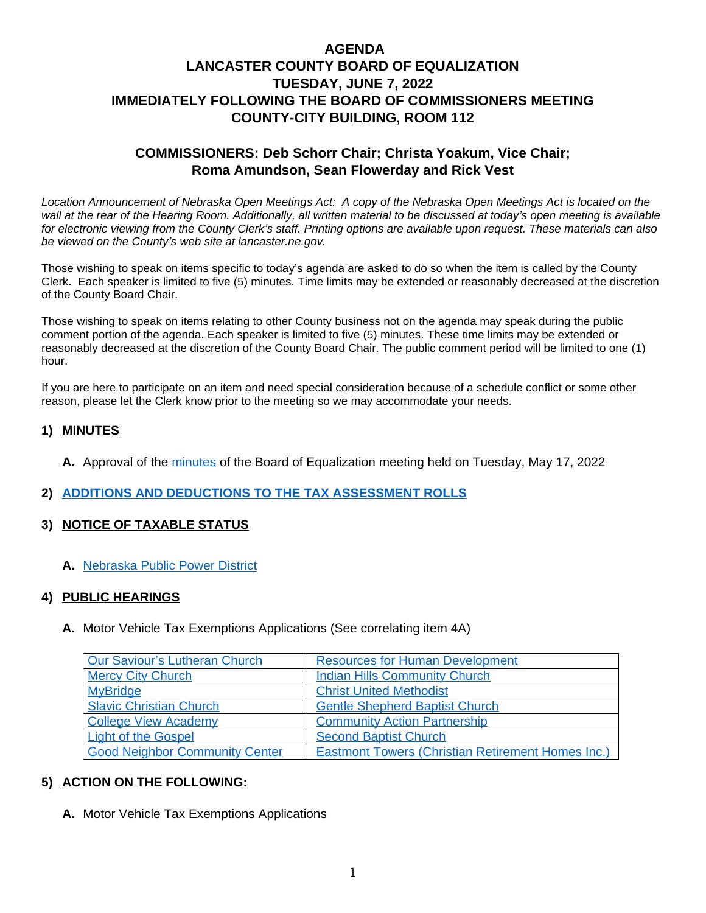# AGENDA
# LANCASTER COUNTY BOARD OF EQUALIZATION
# TUESDAY, JUNE 7, 2022
# IMMEDIATELY FOLLOWING THE BOARD OF COMMISSIONERS MEETING
# COUNTY-CITY BUILDING, ROOM 112

## COMMISSIONERS: Deb Schorr Chair; Christa Yoakum, Vice Chair; Roma Amundson, Sean Flowerday and Rick Vest

*Location Announcement of Nebraska Open Meetings Act: A copy of the Nebraska Open Meetings Act is located on the wall at the rear of the Hearing Room. Additionally, all written material to be discussed at today's open meeting is available for electronic viewing from the County Clerk's staff. Printing options are available upon request. These materials can also be viewed on the County's web site at lancaster.ne.gov.*

Those wishing to speak on items specific to today's agenda are asked to do so when the item is called by the County Clerk. Each speaker is limited to five (5) minutes. Time limits may be extended or reasonably decreased at the discretion of the County Board Chair.

Those wishing to speak on items relating to other County business not on the agenda may speak during the public comment portion of the agenda. Each speaker is limited to five (5) minutes. These time limits may be extended or reasonably decreased at the discretion of the County Board Chair. The public comment period will be limited to one (1) hour.

If you are here to participate on an item and need special consideration because of a schedule conflict or some other reason, please let the Clerk know prior to the meeting so we may accommodate your needs.

**1) MINUTES**

**A.** Approval of the minutes of the Board of Equalization meeting held on Tuesday, May 17, 2022

**2) ADDITIONS AND DEDUCTIONS TO THE TAX ASSESSMENT ROLLS**

**3) NOTICE OF TAXABLE STATUS**

**A.** Nebraska Public Power District

**4) PUBLIC HEARINGS**

**A.** Motor Vehicle Tax Exemptions Applications (See correlating item 4A)

| | |
|---|---|
| Our Saviour's Lutheran Church | Resources for Human Development |
| Mercy City Church | Indian Hills Community Church |
| MyBridge | Christ United Methodist |
| Slavic Christian Church | Gentle Shepherd Baptist Church |
| College View Academy | Community Action Partnership |
| Light of the Gospel | Second Baptist Church |
| Good Neighbor Community Center | Eastmont Towers (Christian Retirement Homes Inc.) |

**5) ACTION ON THE FOLLOWING:**

**A.** Motor Vehicle Tax Exemptions Applications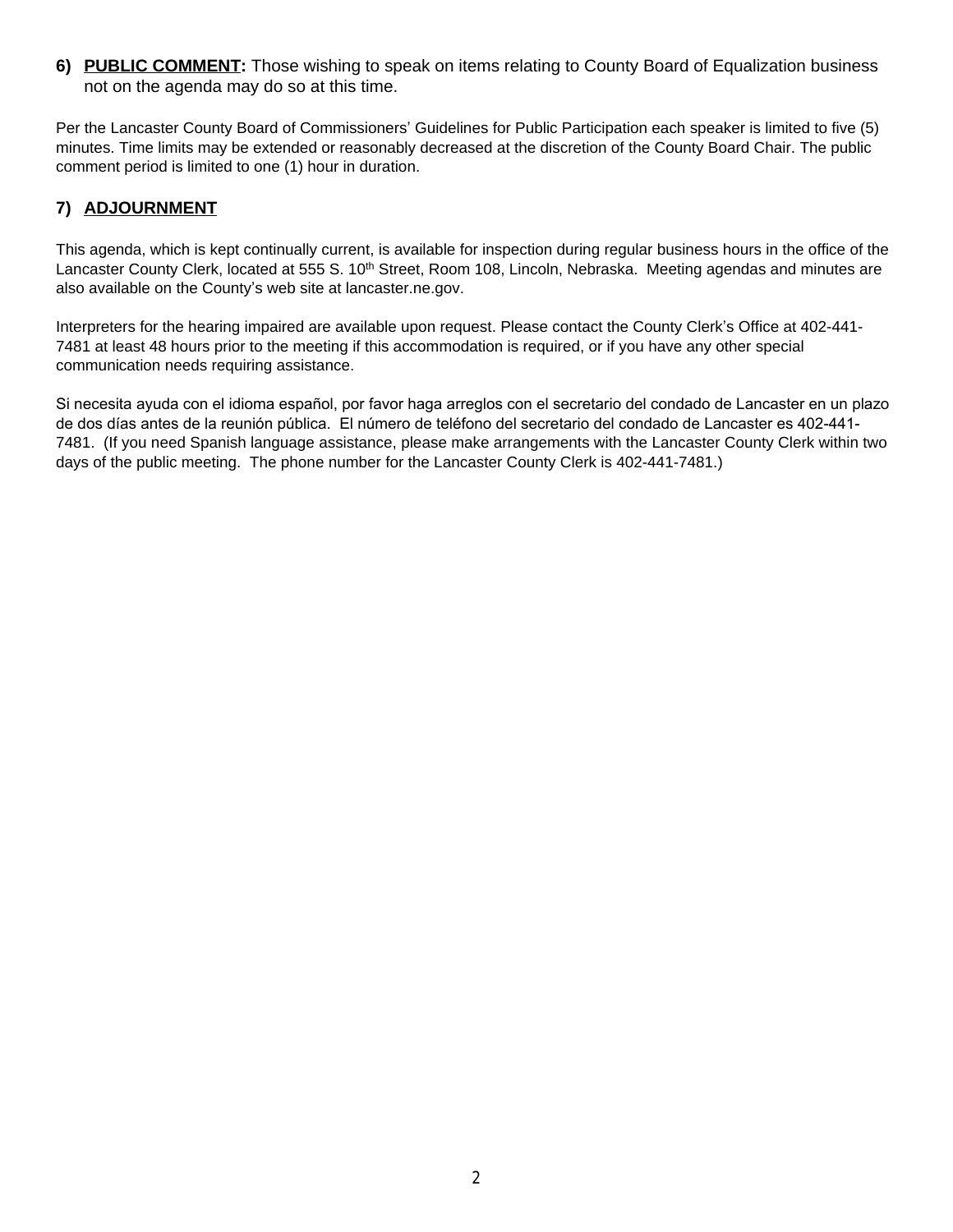**6) <u>PUBLIC COMMENT</u>:** Those wishing to speak on items relating to County Board of Equalization business not on the agenda may do so at this time.

Per the Lancaster County Board of Commissioners' Guidelines for Public Participation each speaker is limited to five (5) minutes. Time limits may be extended or reasonably decreased at the discretion of the County Board Chair. The public comment period is limited to one (1) hour in duration.

**7) <u>ADJOURNMENT</u>**

This agenda, which is kept continually current, is available for inspection during regular business hours in the office of the Lancaster County Clerk, located at 555 S. 10th Street, Room 108, Lincoln, Nebraska. Meeting agendas and minutes are also available on the County's web site at lancaster.ne.gov.

Interpreters for the hearing impaired are available upon request. Please contact the County Clerk's Office at 402-441-7481 at least 48 hours prior to the meeting if this accommodation is required, or if you have any other special communication needs requiring assistance.

Si necesita ayuda con el idioma español, por favor haga arreglos con el secretario del condado de Lancaster en un plazo de dos días antes de la reunión pública. El número de teléfono del secretario del condado de Lancaster es 402-441-7481. (If you need Spanish language assistance, please make arrangements with the Lancaster County Clerk within two days of the public meeting. The phone number for the Lancaster County Clerk is 402-441-7481.)